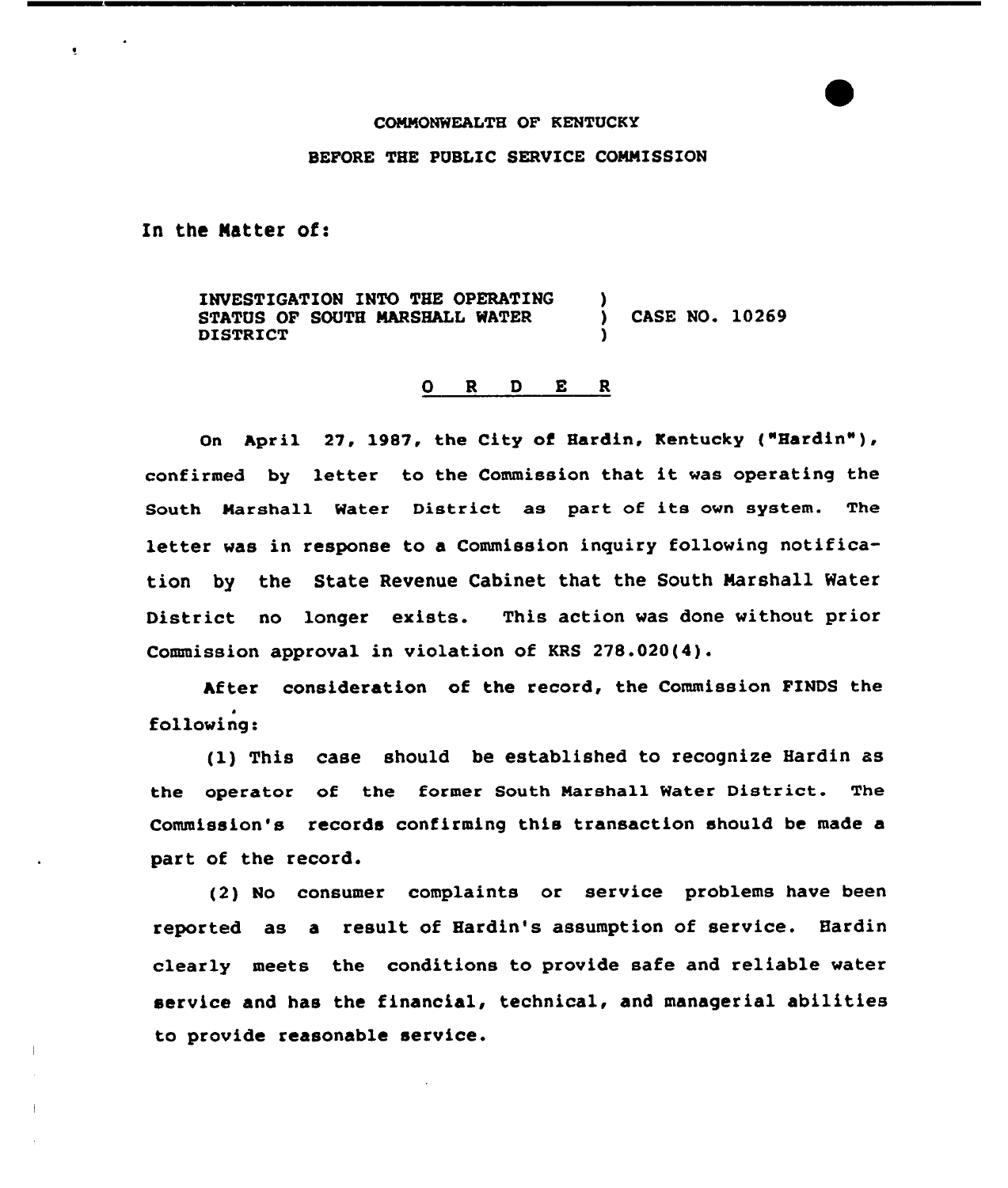COMMONWEALTH OF KENTUCKY

BEFORE THE PUBLIC SERVICE COMMISSION

In the Matter of:

INVESTIGATION INTO THE OPERATING STATUS OF SOUTH MARSHALL WATER DISTRICT ) CASE NO. 10269

## O R D E R

On April 27, 1987, the City of Hardin, Kentucky ("Hardin"), confirmed by letter to the Commission that it was operating the South Marshall Water District as part of its own system. The letter was in response to a Commission inquiry following notification by the State Revenue Cabinet that the South Marshall Water District no longer exists. This action was done without prior Commission approval in violation of KRS 278.020(4).

After consideration of the record, the Commission FINDS the following:

(1) This case should be established to recognize Hardin as the operator of the former South Marshall Water District. The Commission's records confirming this transaction should be made a part of the record.

(2) No consumer complaints or service problems have been reported as a result of Hardin's assumption of service. Hardin clearly meets the conditions to provide safe and reliable water service and has the financial, technical, and managerial abilities to provide reasonable service.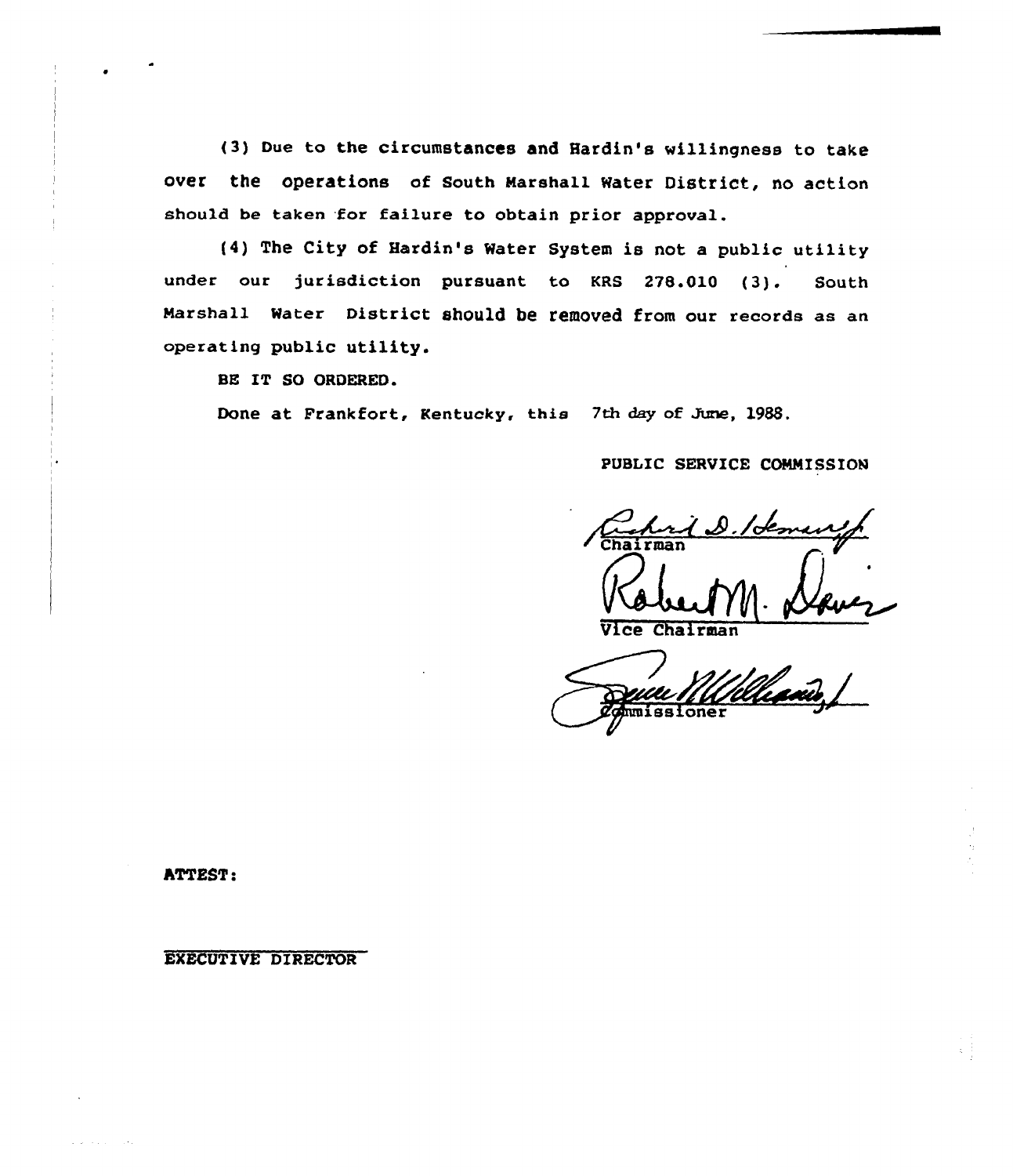(3) Due to the circumstances and Hardin's willingness to take over the operations of South Marshall Water District, no action should be taken for failure to obtain prior approval.

(4) The City of Hardin's Water System is not a public utility under our jurisdiction pursuant to KRS 278.010 (3). South Marshall Water District should be removed from our records as an operating public utility.

BE IT SO ORDERED.

Done at Frankfort, Kentucky, this 7th day of June, 1988.

PUBLIC SERVICE COMMISSION

Chairman

Vice Chairman

Commissioner

ATTEST:

EXECUTIVE DIRECTOR